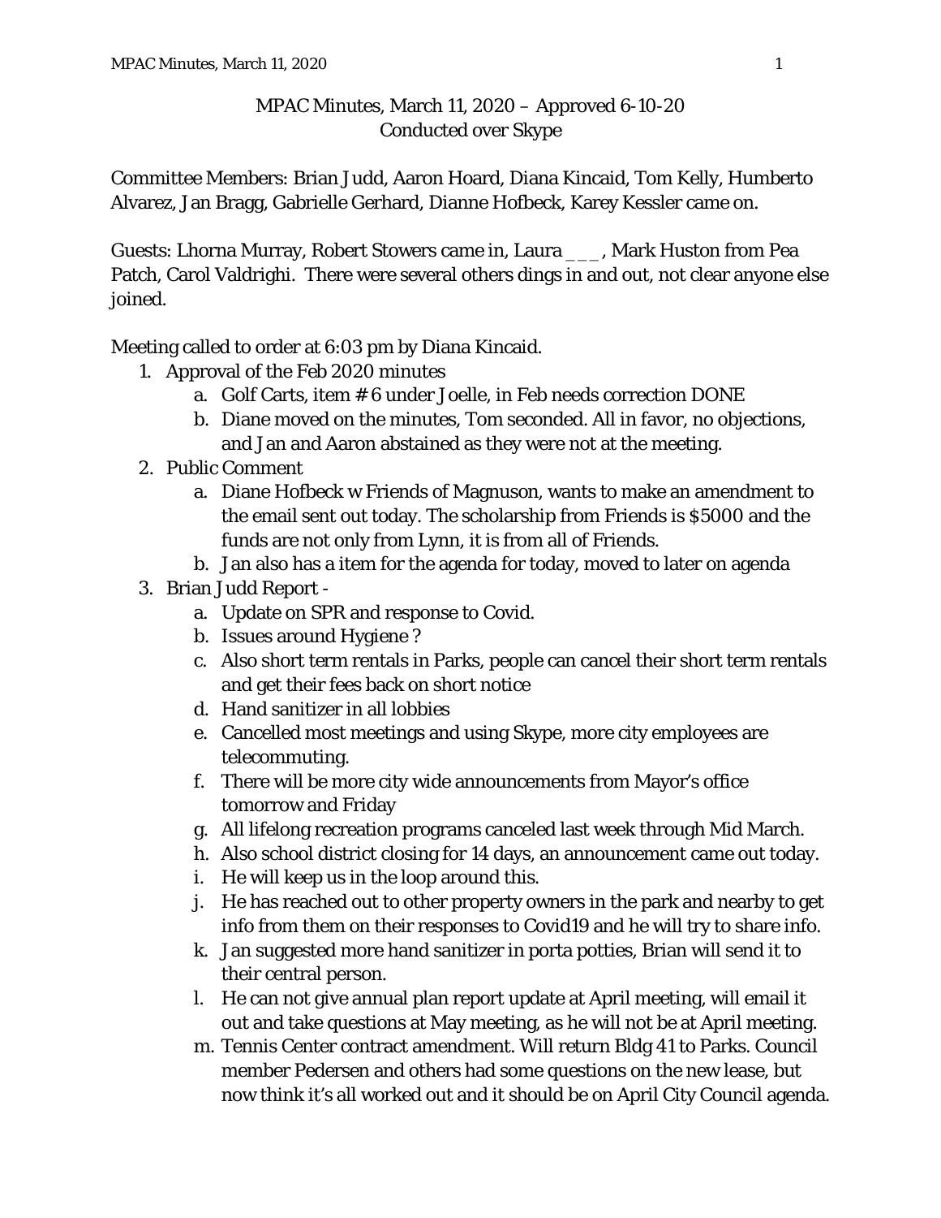# MPAC Minutes, March 11, 2020 – Approved 6-10-20
Conducted over Skype

Committee Members: Brian Judd, Aaron Hoard, Diana Kincaid, Tom Kelly, Humberto Alvarez, Jan Bragg, Gabrielle Gerhard, Dianne Hofbeck, Karey Kessler came on.

Guests: Lhorna Murray, Robert Stowers came in, Laura ___, Mark Huston from Pea Patch, Carol Valdrighi. There were several others dings in and out, not clear anyone else joined.

Meeting called to order at 6:03 pm by Diana Kincaid.

1. Approval of the Feb 2020 minutes
   a. Golf Carts, item # 6 under Joelle, in Feb needs correction DONE
   b. Diane moved on the minutes, Tom seconded. All in favor, no objections, and Jan and Aaron abstained as they were not at the meeting.
2. Public Comment
   a. Diane Hofbeck w Friends of Magnuson, wants to make an amendment to the email sent out today. The scholarship from Friends is $5000 and the funds are not only from Lynn, it is from all of Friends.
   b. Jan also has a item for the agenda for today, moved to later on agenda
3. Brian Judd Report -
   a. Update on SPR and response to Covid.
   b. Issues around Hygiene ?
   c. Also short term rentals in Parks, people can cancel their short term rentals and get their fees back on short notice
   d. Hand sanitizer in all lobbies
   e. Cancelled most meetings and using Skype, more city employees are telecommuting.
   f. There will be more city wide announcements from Mayor's office tomorrow and Friday
   g. All lifelong recreation programs canceled last week through Mid March.
   h. Also school district closing for 14 days, an announcement came out today.
   i. He will keep us in the loop around this.
   j. He has reached out to other property owners in the park and nearby to get info from them on their responses to Covid19 and he will try to share info.
   k. Jan suggested more hand sanitizer in porta potties, Brian will send it to their central person.
   l. He can not give annual plan report update at April meeting, will email it out and take questions at May meeting, as he will not be at April meeting.
   m. Tennis Center contract amendment. Will return Bldg 41 to Parks. Council member Pedersen and others had some questions on the new lease, but now think it's all worked out and it should be on April City Council agenda.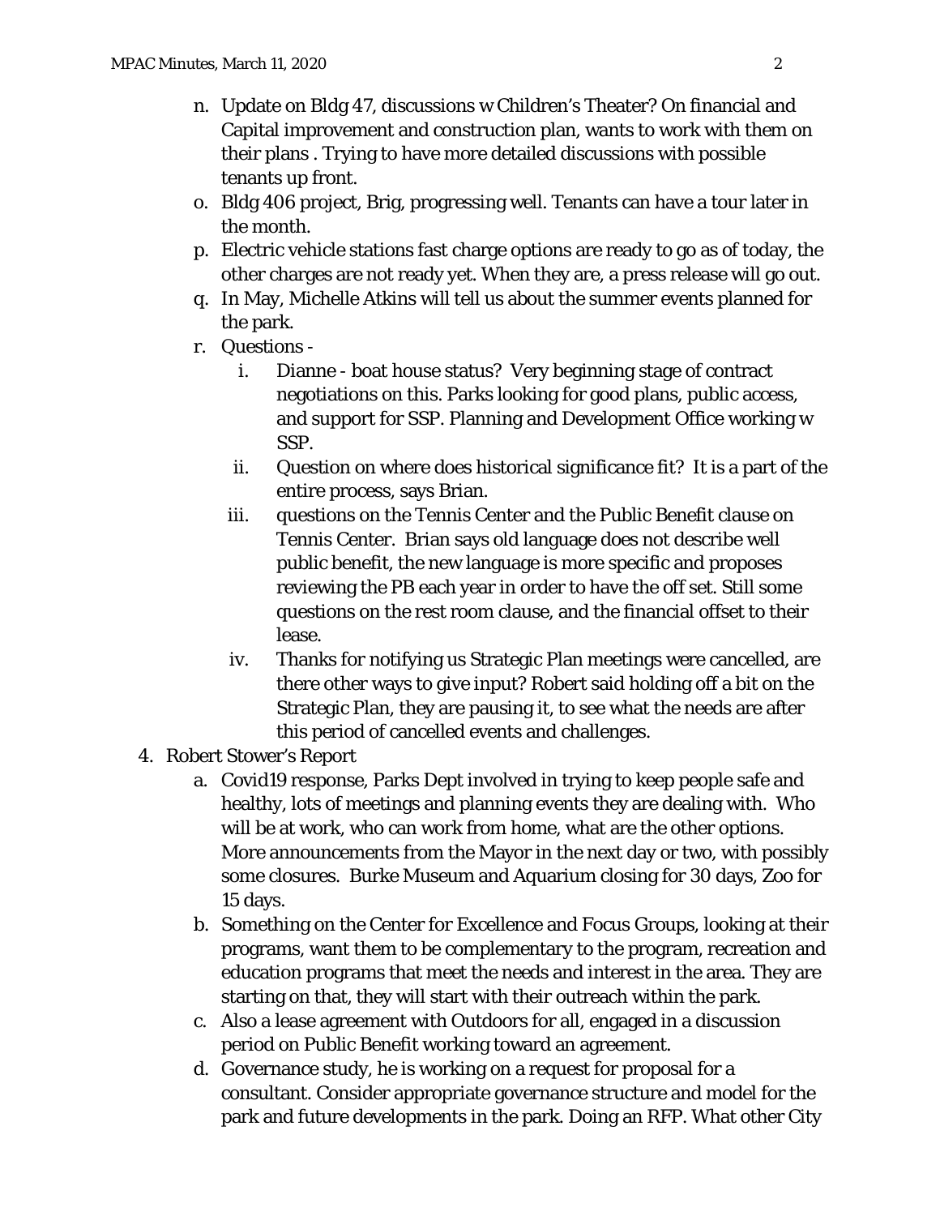n. Update on Bldg 47, discussions w Children's Theater? On financial and Capital improvement and construction plan, wants to work with them on their plans . Trying to have more detailed discussions with possible tenants up front.

o. Bldg 406 project, Brig, progressing well. Tenants can have a tour later in the month.

p. Electric vehicle stations fast charge options are ready to go as of today, the other charges are not ready yet. When they are, a press release will go out.

q. In May, Michelle Atkins will tell us about the summer events planned for the park.

r. Questions -

   i. Dianne - boat house status? Very beginning stage of contract negotiations on this. Parks looking for good plans, public access, and support for SSP. Planning and Development Office working w SSP.

   ii. Question on where does historical significance fit? It is a part of the entire process, says Brian.

   iii. questions on the Tennis Center and the Public Benefit clause on Tennis Center. Brian says old language does not describe well public benefit, the new language is more specific and proposes reviewing the PB each year in order to have the off set. Still some questions on the rest room clause, and the financial offset to their lease.

   iv. Thanks for notifying us Strategic Plan meetings were cancelled, are there other ways to give input? Robert said holding off a bit on the Strategic Plan, they are pausing it, to see what the needs are after this period of cancelled events and challenges.

4. Robert Stower's Report

   a. Covid19 response, Parks Dept involved in trying to keep people safe and healthy, lots of meetings and planning events they are dealing with. Who will be at work, who can work from home, what are the other options. More announcements from the Mayor in the next day or two, with possibly some closures. Burke Museum and Aquarium closing for 30 days, Zoo for 15 days.

   b. Something on the Center for Excellence and Focus Groups, looking at their programs, want them to be complementary to the program, recreation and education programs that meet the needs and interest in the area. They are starting on that, they will start with their outreach within the park.

   c. Also a lease agreement with Outdoors for all, engaged in a discussion period on Public Benefit working toward an agreement.

   d. Governance study, he is working on a request for proposal for a consultant. Consider appropriate governance structure and model for the park and future developments in the park. Doing an RFP. What other City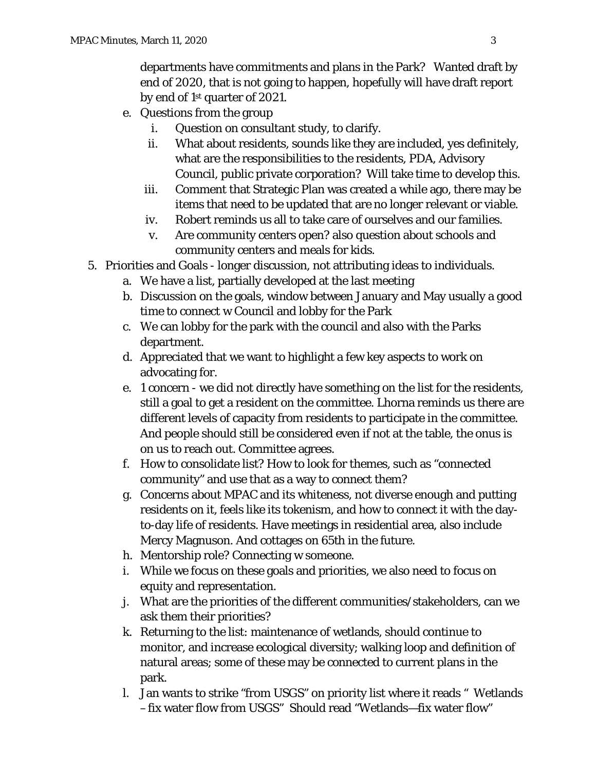departments have commitments and plans in the Park? Wanted draft by end of 2020, that is not going to happen, hopefully will have draft report by end of 1st quarter of 2021.

e. Questions from the group
    i. Question on consultant study, to clarify.
    ii. What about residents, sounds like they are included, yes definitely, what are the responsibilities to the residents, PDA, Advisory Council, public private corporation? Will take time to develop this.
    iii. Comment that Strategic Plan was created a while ago, there may be items that need to be updated that are no longer relevant or viable.
    iv. Robert reminds us all to take care of ourselves and our families.
    v. Are community centers open? also question about schools and community centers and meals for kids.

5. Priorities and Goals - longer discussion, not attributing ideas to individuals.
    a. We have a list, partially developed at the last meeting
    b. Discussion on the goals, window between January and May usually a good time to connect w Council and lobby for the Park
    c. We can lobby for the park with the council and also with the Parks department.
    d. Appreciated that we want to highlight a few key aspects to work on advocating for.
    e. 1 concern - we did not directly have something on the list for the residents, still a goal to get a resident on the committee. Lhorna reminds us there are different levels of capacity from residents to participate in the committee. And people should still be considered even if not at the table, the onus is on us to reach out. Committee agrees.
    f. How to consolidate list? How to look for themes, such as "connected community" and use that as a way to connect them?
    g. Concerns about MPAC and its whiteness, not diverse enough and putting residents on it, feels like its tokenism, and how to connect it with the day-to-day life of residents. Have meetings in residential area, also include Mercy Magnuson. And cottages on 65th in the future.
    h. Mentorship role? Connecting w someone.
    i. While we focus on these goals and priorities, we also need to focus on equity and representation.
    j. What are the priorities of the different communities/stakeholders, can we ask them their priorities?
    k. Returning to the list: maintenance of wetlands, should continue to monitor, and increase ecological diversity; walking loop and definition of natural areas; some of these may be connected to current plans in the park.
    l. Jan wants to strike "from USGS" on priority list where it reads " Wetlands – fix water flow from USGS" Should read "Wetlands—fix water flow"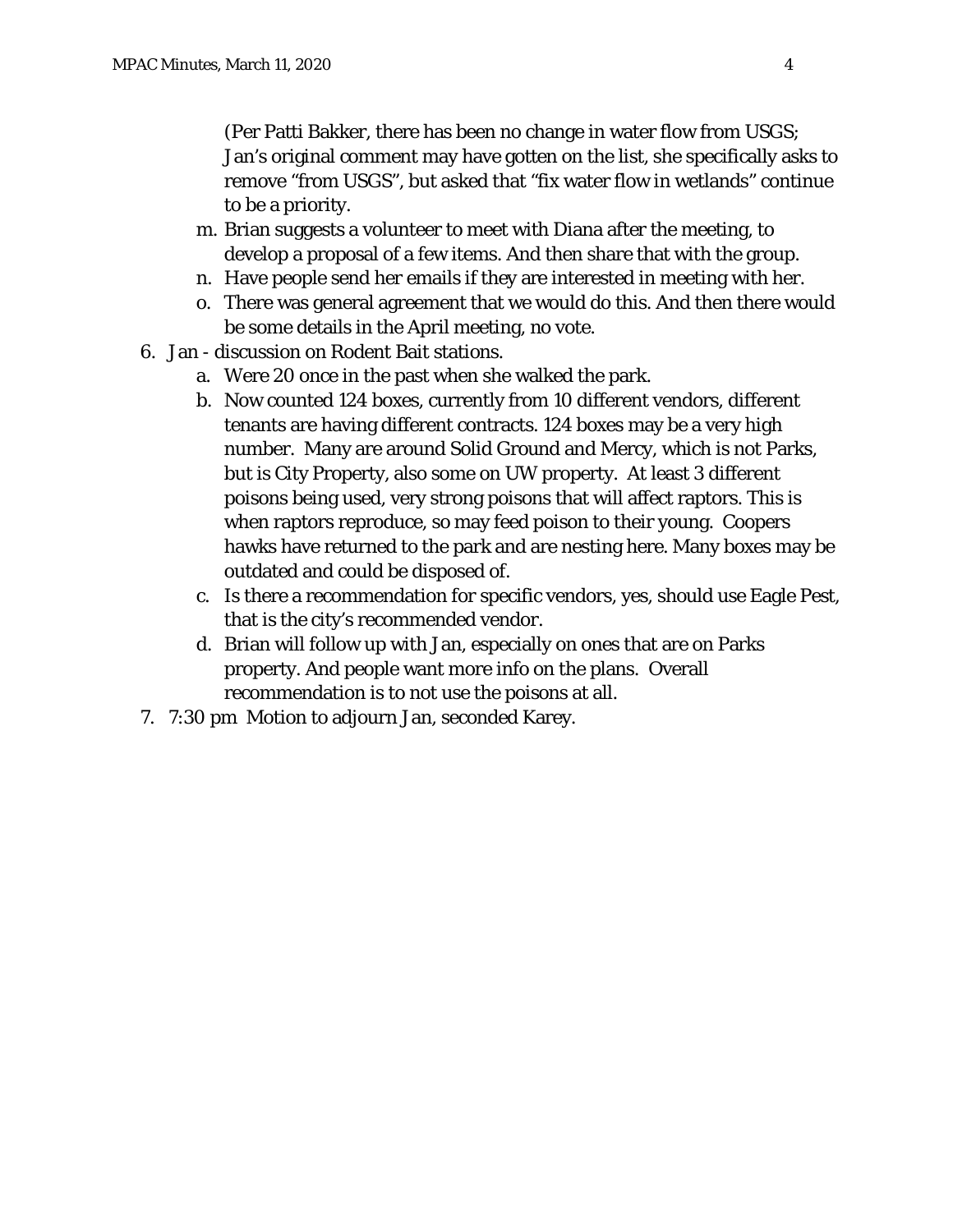(Per Patti Bakker, there has been no change in water flow from USGS; Jan's original comment may have gotten on the list, she specifically asks to remove "from USGS", but asked that "fix water flow in wetlands" continue to be a priority.

m. Brian suggests a volunteer to meet with Diana after the meeting, to develop a proposal of a few items. And then share that with the group.
n. Have people send her emails if they are interested in meeting with her.
o. There was general agreement that we would do this. And then there would be some details in the April meeting, no vote.

6. Jan - discussion on Rodent Bait stations.
   a. Were 20 once in the past when she walked the park.
   b. Now counted 124 boxes, currently from 10 different vendors, different tenants are having different contracts. 124 boxes may be a very high number. Many are around Solid Ground and Mercy, which is not Parks, but is City Property, also some on UW property. At least 3 different poisons being used, very strong poisons that will affect raptors. This is when raptors reproduce, so may feed poison to their young. Coopers hawks have returned to the park and are nesting here. Many boxes may be outdated and could be disposed of.
   c. Is there a recommendation for specific vendors, yes, should use Eagle Pest, that is the city's recommended vendor.
   d. Brian will follow up with Jan, especially on ones that are on Parks property. And people want more info on the plans. Overall recommendation is to not use the poisons at all.
7. 7:30 pm Motion to adjourn Jan, seconded Karey.